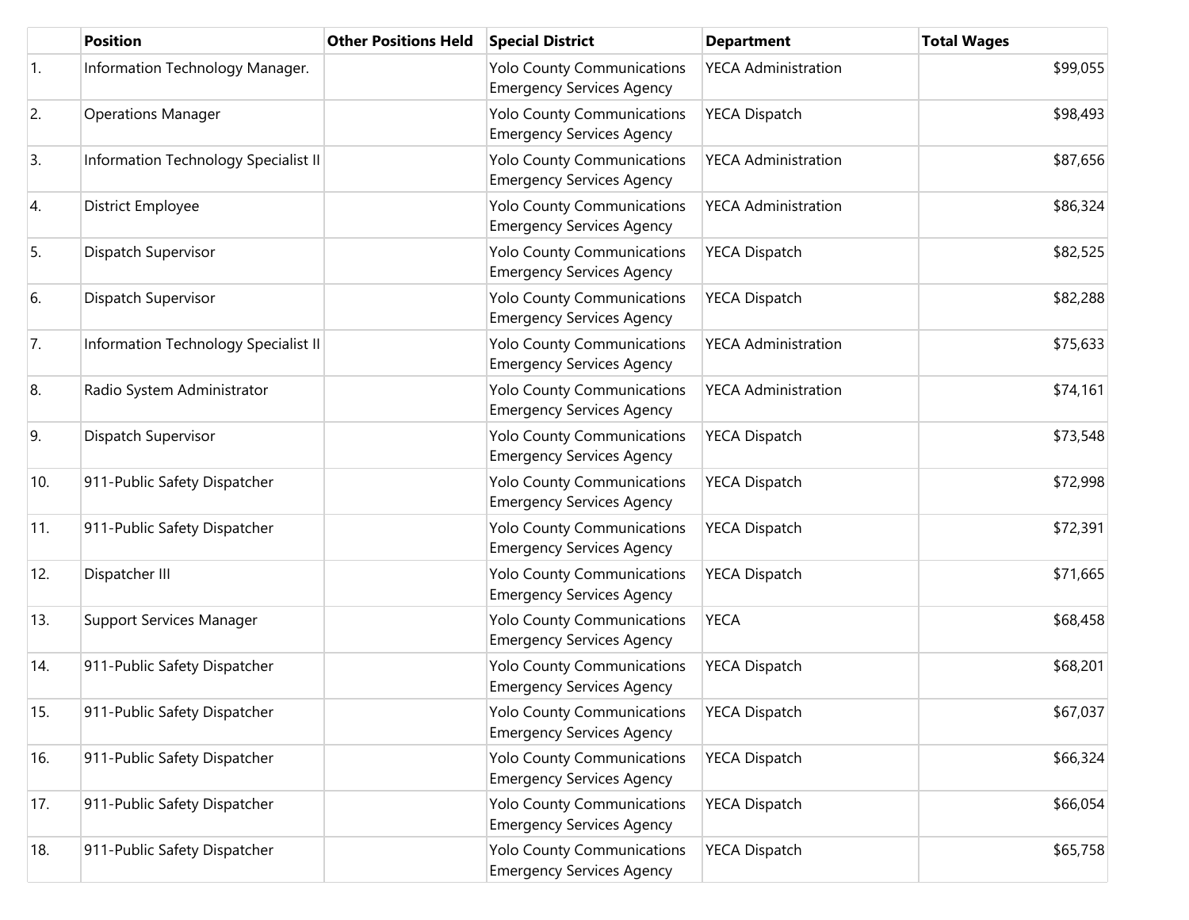| | Position | Other Positions Held | Special District | Department | Total Wages |
|---|---|---|---|---|---|
| 1. | Information Technology Manager. | | Yolo County Communications Emergency Services Agency | YECA Administration | $99,055 |
| 2. | Operations Manager | | Yolo County Communications Emergency Services Agency | YECA Dispatch | $98,493 |
| 3. | Information Technology Specialist II | | Yolo County Communications Emergency Services Agency | YECA Administration | $87,656 |
| 4. | District Employee | | Yolo County Communications Emergency Services Agency | YECA Administration | $86,324 |
| 5. | Dispatch Supervisor | | Yolo County Communications Emergency Services Agency | YECA Dispatch | $82,525 |
| 6. | Dispatch Supervisor | | Yolo County Communications Emergency Services Agency | YECA Dispatch | $82,288 |
| 7. | Information Technology Specialist II | | Yolo County Communications Emergency Services Agency | YECA Administration | $75,633 |
| 8. | Radio System Administrator | | Yolo County Communications Emergency Services Agency | YECA Administration | $74,161 |
| 9. | Dispatch Supervisor | | Yolo County Communications Emergency Services Agency | YECA Dispatch | $73,548 |
| 10. | 911-Public Safety Dispatcher | | Yolo County Communications Emergency Services Agency | YECA Dispatch | $72,998 |
| 11. | 911-Public Safety Dispatcher | | Yolo County Communications Emergency Services Agency | YECA Dispatch | $72,391 |
| 12. | Dispatcher III | | Yolo County Communications Emergency Services Agency | YECA Dispatch | $71,665 |
| 13. | Support Services Manager | | Yolo County Communications Emergency Services Agency | YECA | $68,458 |
| 14. | 911-Public Safety Dispatcher | | Yolo County Communications Emergency Services Agency | YECA Dispatch | $68,201 |
| 15. | 911-Public Safety Dispatcher | | Yolo County Communications Emergency Services Agency | YECA Dispatch | $67,037 |
| 16. | 911-Public Safety Dispatcher | | Yolo County Communications Emergency Services Agency | YECA Dispatch | $66,324 |
| 17. | 911-Public Safety Dispatcher | | Yolo County Communications Emergency Services Agency | YECA Dispatch | $66,054 |
| 18. | 911-Public Safety Dispatcher | | Yolo County Communications Emergency Services Agency | YECA Dispatch | $65,758 |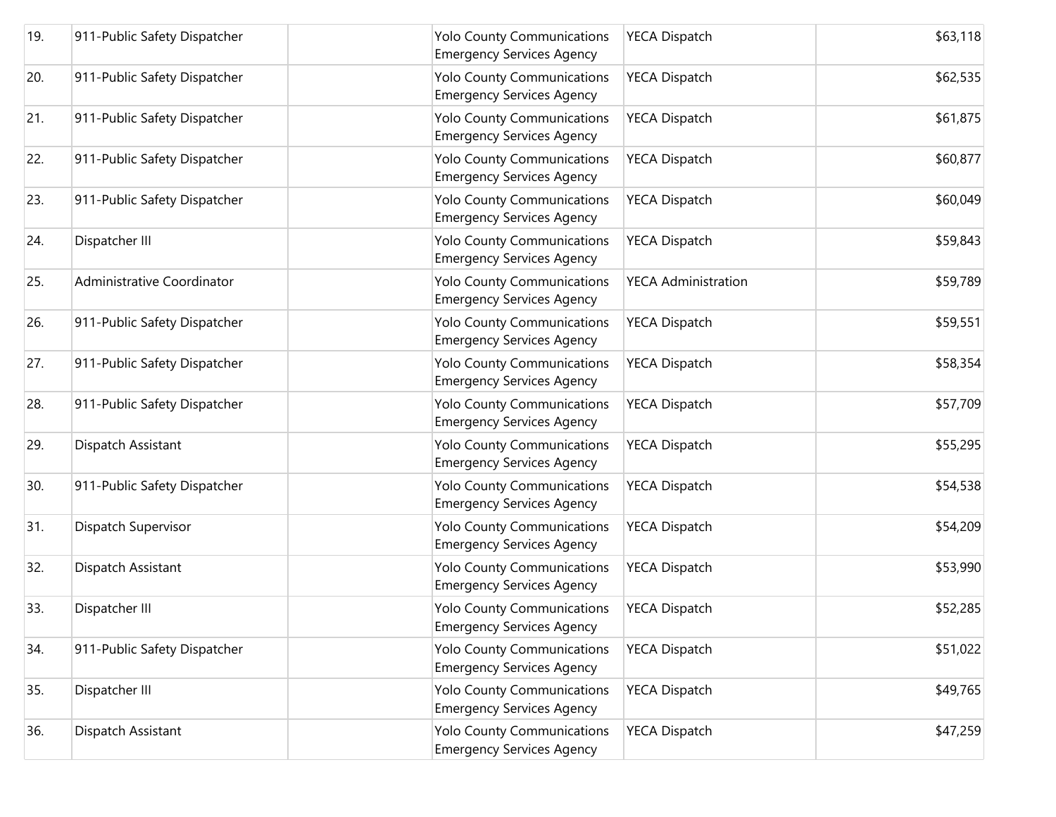| | | | | | |
|---|---|---|---|---|---|
| 19. | 911-Public Safety Dispatcher | | Yolo County Communications Emergency Services Agency | YECA Dispatch | $63,118 |
| 20. | 911-Public Safety Dispatcher | | Yolo County Communications Emergency Services Agency | YECA Dispatch | $62,535 |
| 21. | 911-Public Safety Dispatcher | | Yolo County Communications Emergency Services Agency | YECA Dispatch | $61,875 |
| 22. | 911-Public Safety Dispatcher | | Yolo County Communications Emergency Services Agency | YECA Dispatch | $60,877 |
| 23. | 911-Public Safety Dispatcher | | Yolo County Communications Emergency Services Agency | YECA Dispatch | $60,049 |
| 24. | Dispatcher III | | Yolo County Communications Emergency Services Agency | YECA Dispatch | $59,843 |
| 25. | Administrative Coordinator | | Yolo County Communications Emergency Services Agency | YECA Administration | $59,789 |
| 26. | 911-Public Safety Dispatcher | | Yolo County Communications Emergency Services Agency | YECA Dispatch | $59,551 |
| 27. | 911-Public Safety Dispatcher | | Yolo County Communications Emergency Services Agency | YECA Dispatch | $58,354 |
| 28. | 911-Public Safety Dispatcher | | Yolo County Communications Emergency Services Agency | YECA Dispatch | $57,709 |
| 29. | Dispatch Assistant | | Yolo County Communications Emergency Services Agency | YECA Dispatch | $55,295 |
| 30. | 911-Public Safety Dispatcher | | Yolo County Communications Emergency Services Agency | YECA Dispatch | $54,538 |
| 31. | Dispatch Supervisor | | Yolo County Communications Emergency Services Agency | YECA Dispatch | $54,209 |
| 32. | Dispatch Assistant | | Yolo County Communications Emergency Services Agency | YECA Dispatch | $53,990 |
| 33. | Dispatcher III | | Yolo County Communications Emergency Services Agency | YECA Dispatch | $52,285 |
| 34. | 911-Public Safety Dispatcher | | Yolo County Communications Emergency Services Agency | YECA Dispatch | $51,022 |
| 35. | Dispatcher III | | Yolo County Communications Emergency Services Agency | YECA Dispatch | $49,765 |
| 36. | Dispatch Assistant | | Yolo County Communications Emergency Services Agency | YECA Dispatch | $47,259 |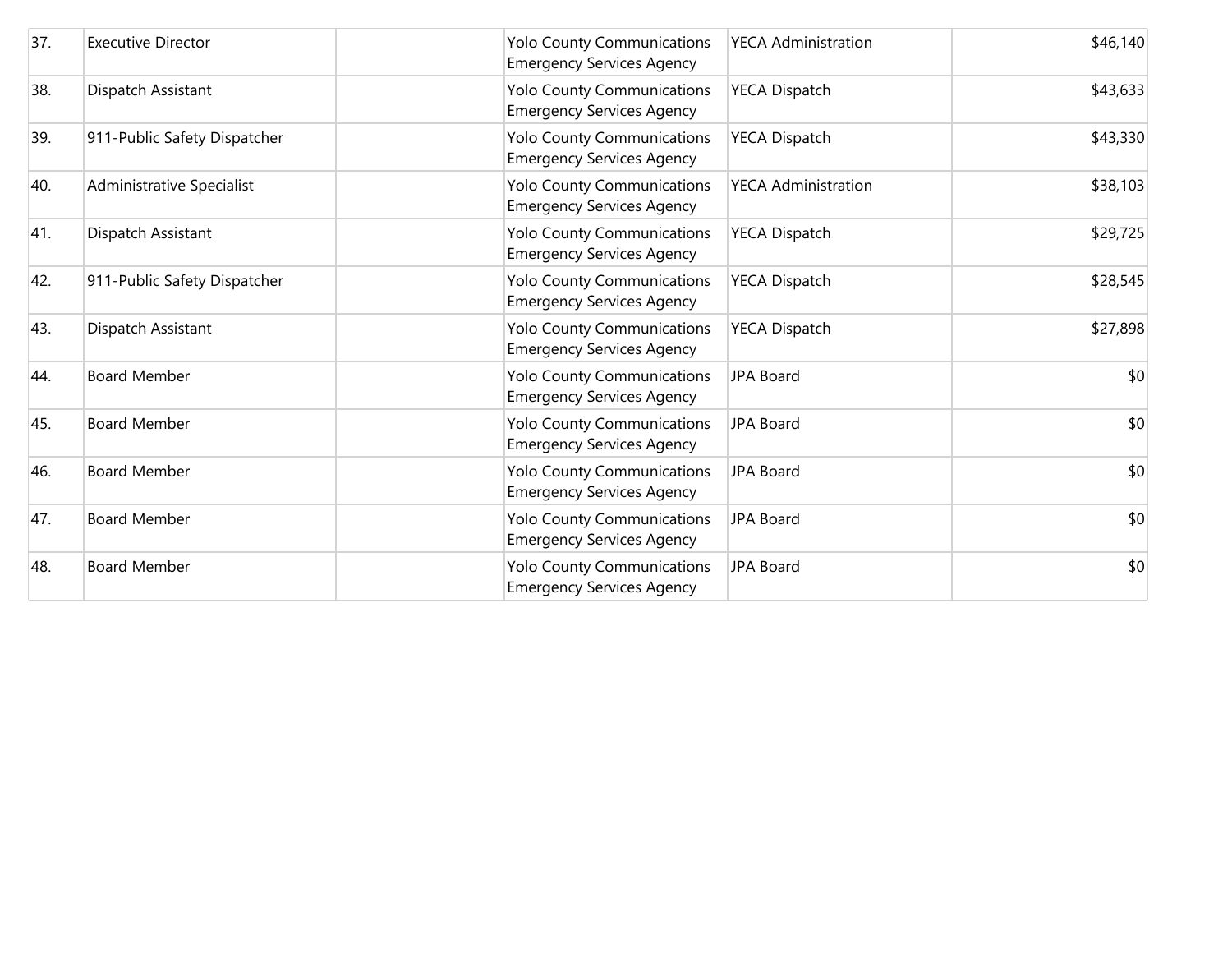| | | | | | |
|---|---|---|---|---|---|
| 37. | Executive Director | | Yolo County Communications Emergency Services Agency | YECA Administration | $46,140 |
| 38. | Dispatch Assistant | | Yolo County Communications Emergency Services Agency | YECA Dispatch | $43,633 |
| 39. | 911-Public Safety Dispatcher | | Yolo County Communications Emergency Services Agency | YECA Dispatch | $43,330 |
| 40. | Administrative Specialist | | Yolo County Communications Emergency Services Agency | YECA Administration | $38,103 |
| 41. | Dispatch Assistant | | Yolo County Communications Emergency Services Agency | YECA Dispatch | $29,725 |
| 42. | 911-Public Safety Dispatcher | | Yolo County Communications Emergency Services Agency | YECA Dispatch | $28,545 |
| 43. | Dispatch Assistant | | Yolo County Communications Emergency Services Agency | YECA Dispatch | $27,898 |
| 44. | Board Member | | Yolo County Communications Emergency Services Agency | JPA Board | $0 |
| 45. | Board Member | | Yolo County Communications Emergency Services Agency | JPA Board | $0 |
| 46. | Board Member | | Yolo County Communications Emergency Services Agency | JPA Board | $0 |
| 47. | Board Member | | Yolo County Communications Emergency Services Agency | JPA Board | $0 |
| 48. | Board Member | | Yolo County Communications Emergency Services Agency | JPA Board | $0 |